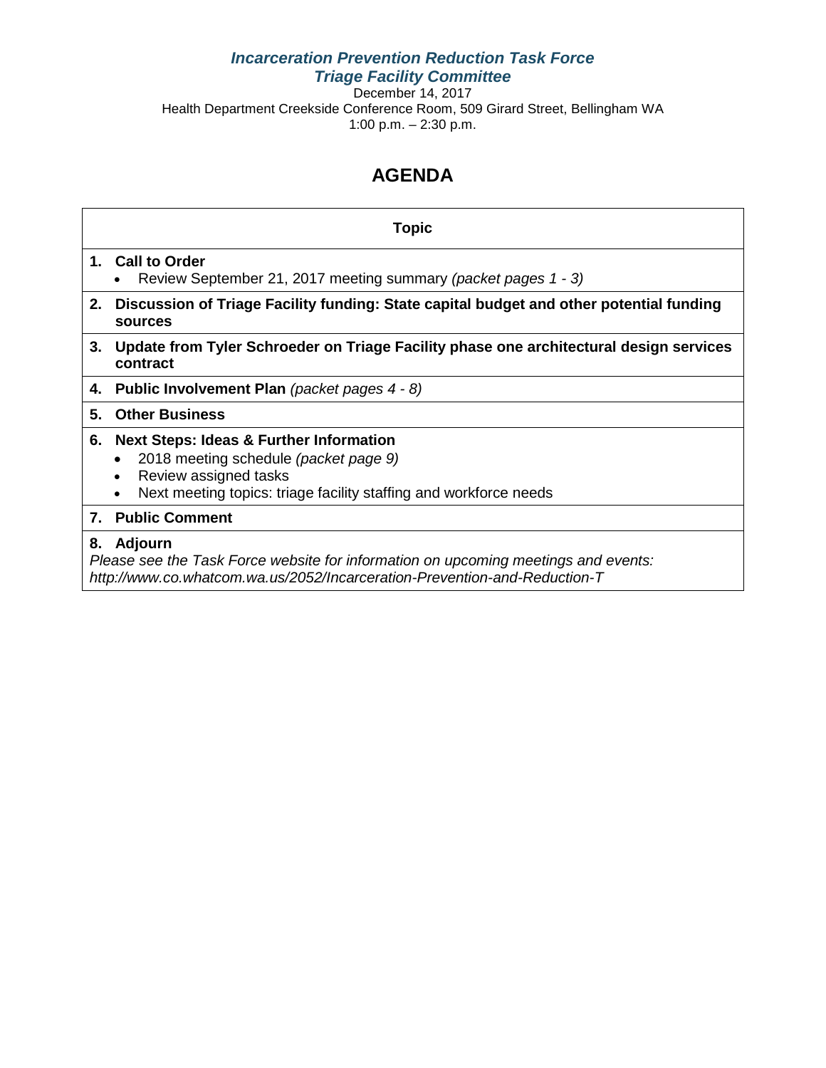# *Incarceration Prevention Reduction Task Force*
## *Triage Facility Committee*

December 14, 2017
Health Department Creekside Conference Room, 509 Girard Street, Bellingham WA
1:00 p.m. – 2:30 p.m.

# AGENDA

| **Topic** |
| --- |
| **1. Call to Order**<br>• Review September 21, 2017 meeting summary *(packet pages 1 - 3)* |
| **2. Discussion of Triage Facility funding: State capital budget and other potential funding sources** |
| **3. Update from Tyler Schroeder on Triage Facility phase one architectural design services contract** |
| **4. Public Involvement Plan** *(packet pages 4 - 8)* |
| **5. Other Business** |
| **6. Next Steps: Ideas & Further Information**<br>• 2018 meeting schedule *(packet page 9)*<br>• Review assigned tasks<br>• Next meeting topics: triage facility staffing and workforce needs |
| **7. Public Comment** |
| **8. Adjourn**<br>*Please see the Task Force website for information on upcoming meetings and events: http://www.co.whatcom.wa.us/2052/Incarceration-Prevention-and-Reduction-T* |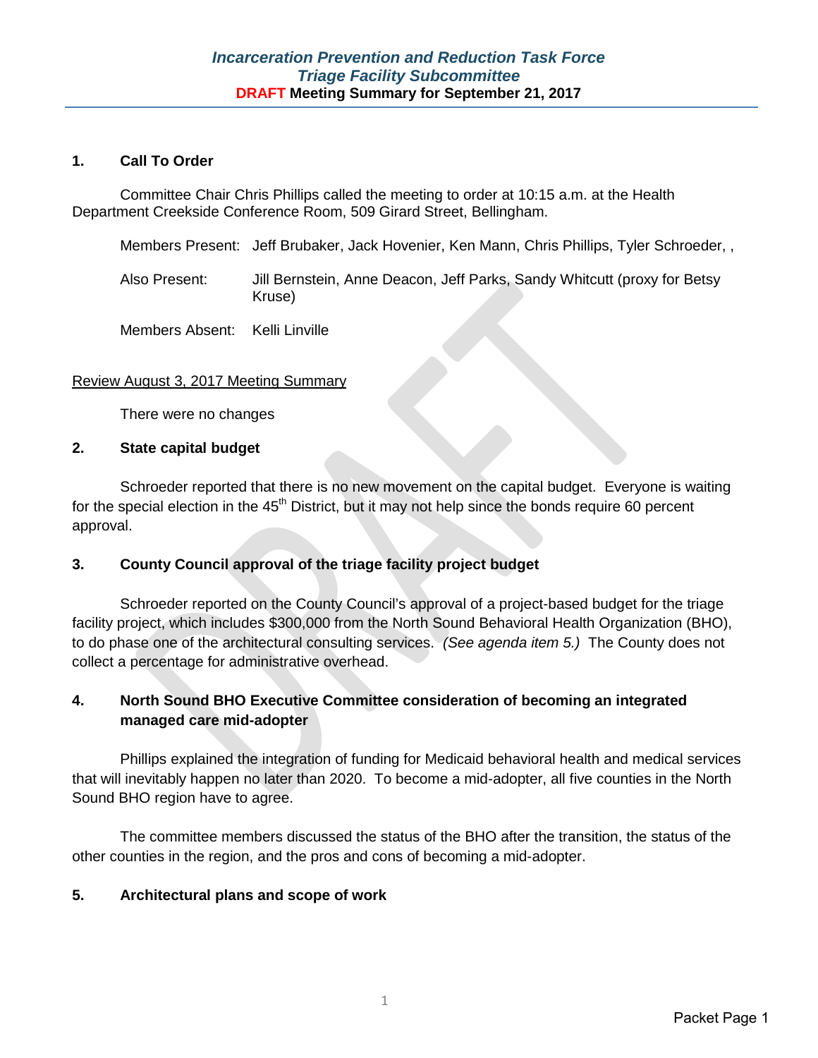### *Incarceration Prevention and Reduction Task Force*
### *Triage Facility Subcommittee*
### DRAFT Meeting Summary for September 21, 2017

---

**1. Call To Order**

Committee Chair Chris Phillips called the meeting to order at 10:15 a.m. at the Health Department Creekside Conference Room, 509 Girard Street, Bellingham.

Members Present: Jeff Brubaker, Jack Hovenier, Ken Mann, Chris Phillips, Tyler Schroeder, ,

Also Present: Jill Bernstein, Anne Deacon, Jeff Parks, Sandy Whitcutt (proxy for Betsy Kruse)

Members Absent: Kelli Linville

Review August 3, 2017 Meeting Summary

There were no changes

**2. State capital budget**

Schroeder reported that there is no new movement on the capital budget. Everyone is waiting for the special election in the 45th District, but it may not help since the bonds require 60 percent approval.

**3. County Council approval of the triage facility project budget**

Schroeder reported on the County Council's approval of a project-based budget for the triage facility project, which includes $300,000 from the North Sound Behavioral Health Organization (BHO), to do phase one of the architectural consulting services. *(See agenda item 5.)* The County does not collect a percentage for administrative overhead.

**4. North Sound BHO Executive Committee consideration of becoming an integrated managed care mid-adopter**

Phillips explained the integration of funding for Medicaid behavioral health and medical services that will inevitably happen no later than 2020. To become a mid-adopter, all five counties in the North Sound BHO region have to agree.

The committee members discussed the status of the BHO after the transition, the status of the other counties in the region, and the pros and cons of becoming a mid-adopter.

**5. Architectural plans and scope of work**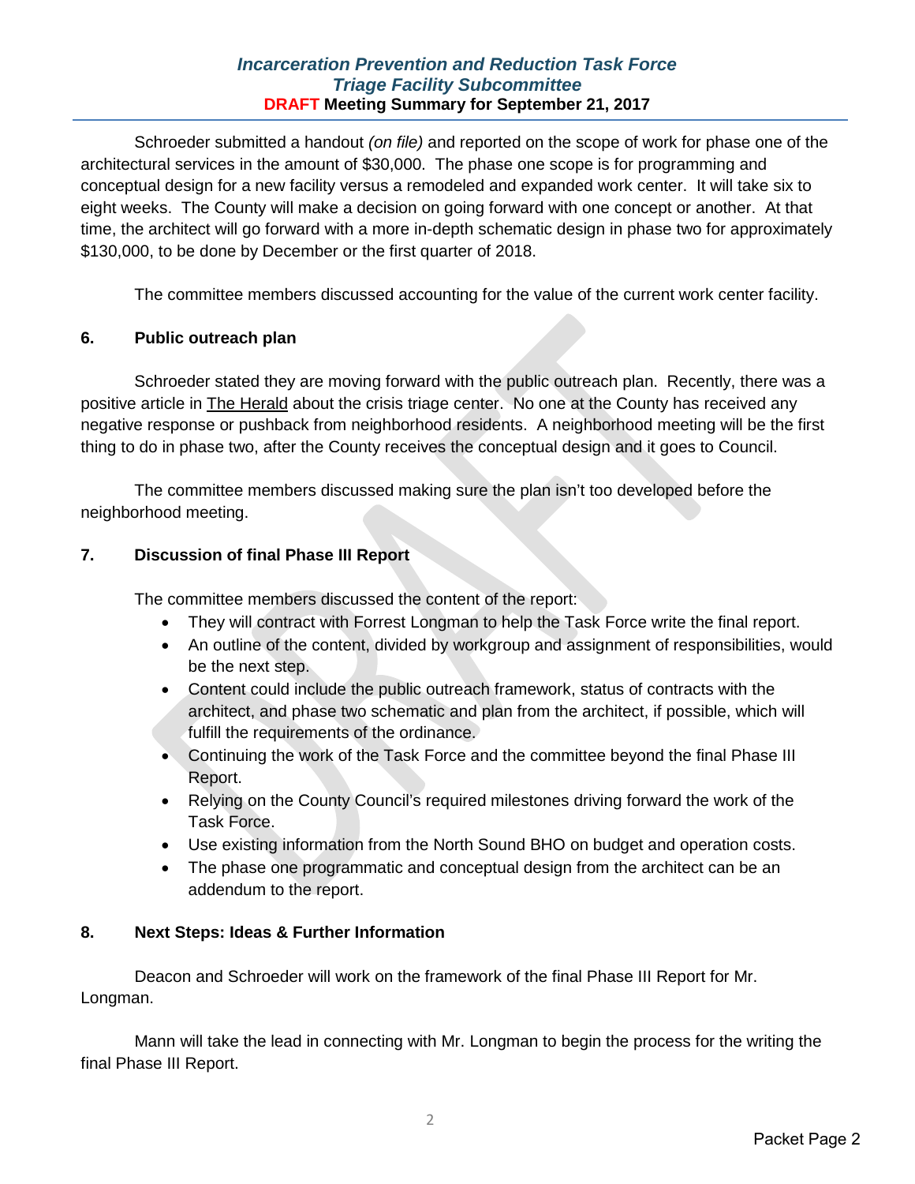Schroeder submitted a handout *(on file)* and reported on the scope of work for phase one of the architectural services in the amount of $30,000. The phase one scope is for programming and conceptual design for a new facility versus a remodeled and expanded work center. It will take six to eight weeks. The County will make a decision on going forward with one concept or another. At that time, the architect will go forward with a more in-depth schematic design in phase two for approximately $130,000, to be done by December or the first quarter of 2018.

The committee members discussed accounting for the value of the current work center facility.

**6. Public outreach plan**

Schroeder stated they are moving forward with the public outreach plan. Recently, there was a positive article in The Herald about the crisis triage center. No one at the County has received any negative response or pushback from neighborhood residents. A neighborhood meeting will be the first thing to do in phase two, after the County receives the conceptual design and it goes to Council.

The committee members discussed making sure the plan isn't too developed before the neighborhood meeting.

**7. Discussion of final Phase III Report**

The committee members discussed the content of the report:

- They will contract with Forrest Longman to help the Task Force write the final report.
- An outline of the content, divided by workgroup and assignment of responsibilities, would be the next step.
- Content could include the public outreach framework, status of contracts with the architect, and phase two schematic and plan from the architect, if possible, which will fulfill the requirements of the ordinance.
- Continuing the work of the Task Force and the committee beyond the final Phase III Report.
- Relying on the County Council's required milestones driving forward the work of the Task Force.
- Use existing information from the North Sound BHO on budget and operation costs.
- The phase one programmatic and conceptual design from the architect can be an addendum to the report.

**8. Next Steps: Ideas & Further Information**

Deacon and Schroeder will work on the framework of the final Phase III Report for Mr. Longman.

Mann will take the lead in connecting with Mr. Longman to begin the process for the writing the final Phase III Report.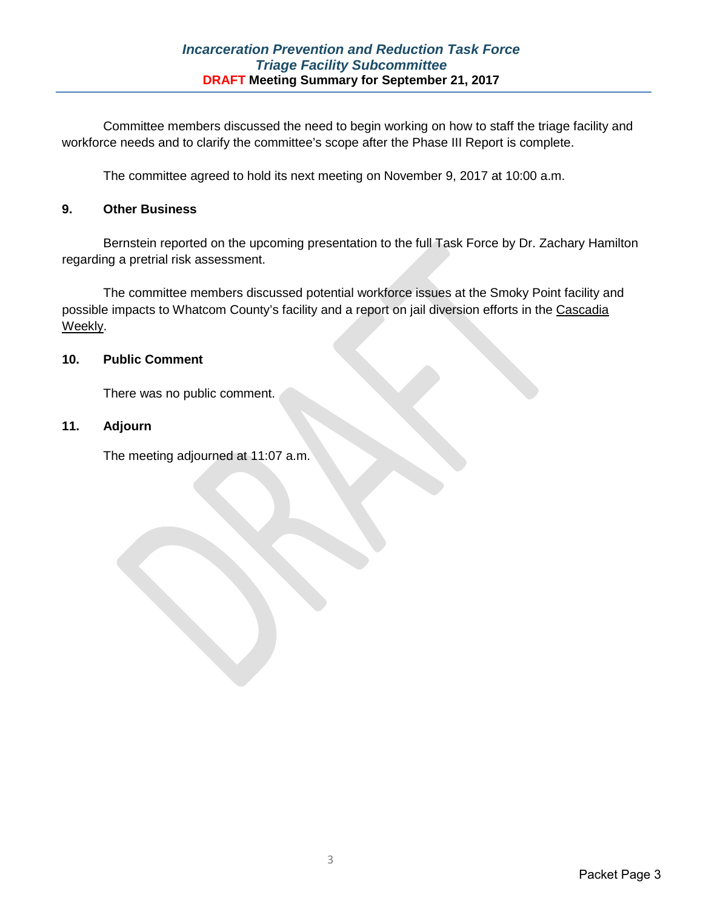Committee members discussed the need to begin working on how to staff the triage facility and workforce needs and to clarify the committee's scope after the Phase III Report is complete.

The committee agreed to hold its next meeting on November 9, 2017 at 10:00 a.m.

## 9. Other Business

Bernstein reported on the upcoming presentation to the full Task Force by Dr. Zachary Hamilton regarding a pretrial risk assessment.

The committee members discussed potential workforce issues at the Smoky Point facility and possible impacts to Whatcom County's facility and a report on jail diversion efforts in the Cascadia Weekly.

## 10. Public Comment

There was no public comment.

## 11. Adjourn

The meeting adjourned at 11:07 a.m.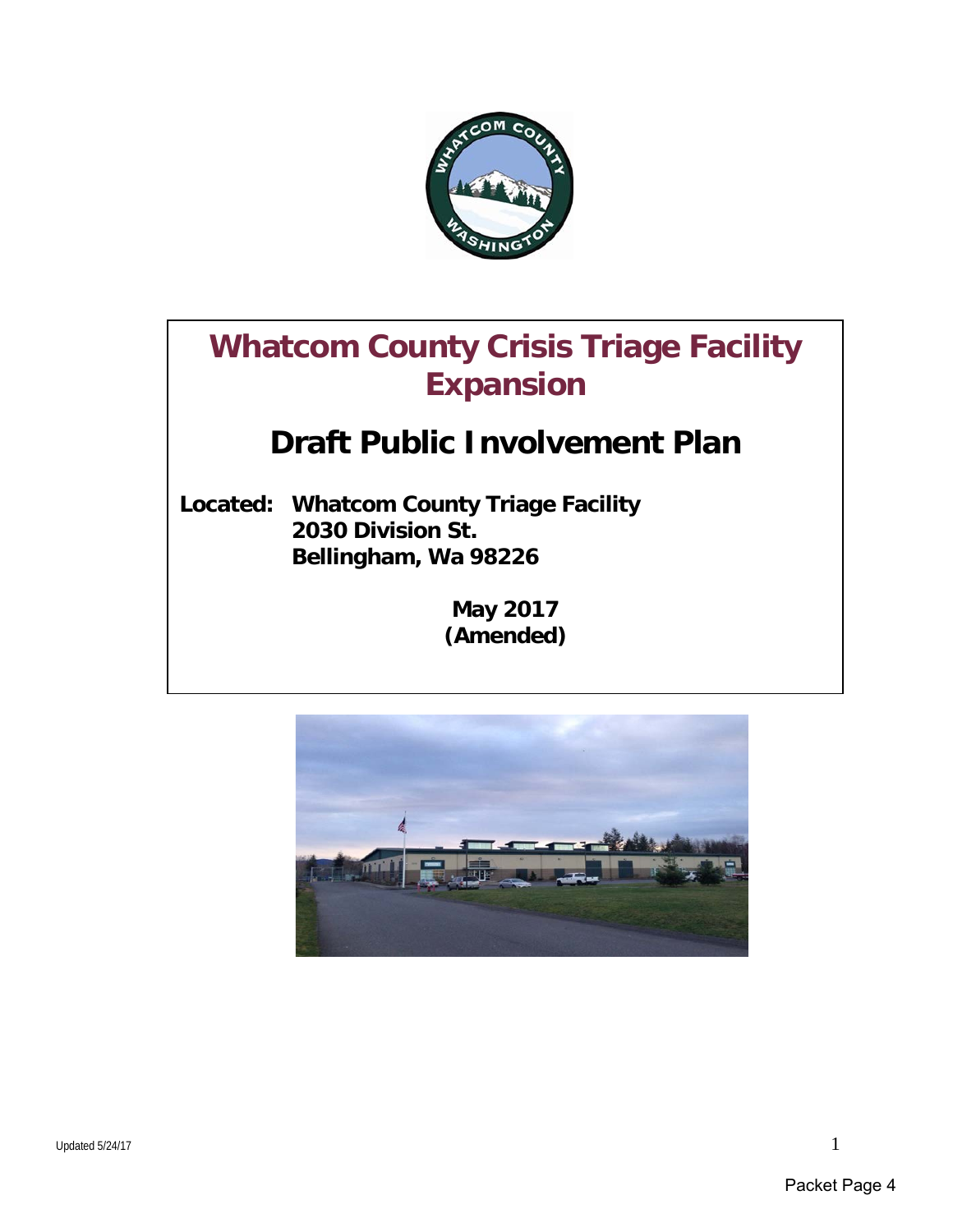# Whatcom County Crisis Triage Facility Expansion

## Draft Public Involvement Plan

**Located:** **Whatcom County Triage Facility**
**2030 Division St.**
**Bellingham, Wa 98226**

**May 2017**
**(Amended)**

Updated 5/24/17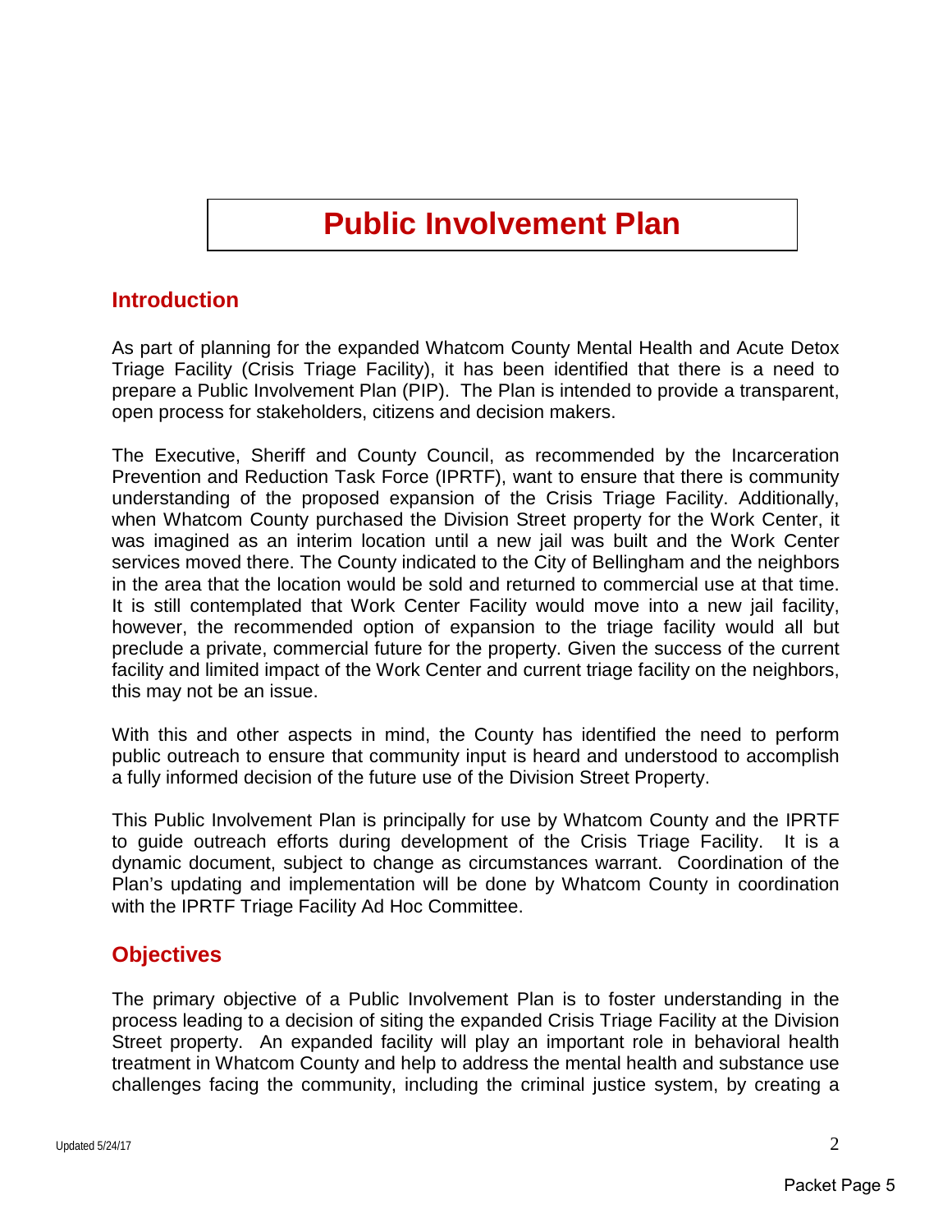# Public Involvement Plan

## Introduction

As part of planning for the expanded Whatcom County Mental Health and Acute Detox Triage Facility (Crisis Triage Facility), it has been identified that there is a need to prepare a Public Involvement Plan (PIP). The Plan is intended to provide a transparent, open process for stakeholders, citizens and decision makers.

The Executive, Sheriff and County Council, as recommended by the Incarceration Prevention and Reduction Task Force (IPRTF), want to ensure that there is community understanding of the proposed expansion of the Crisis Triage Facility. Additionally, when Whatcom County purchased the Division Street property for the Work Center, it was imagined as an interim location until a new jail was built and the Work Center services moved there. The County indicated to the City of Bellingham and the neighbors in the area that the location would be sold and returned to commercial use at that time. It is still contemplated that Work Center Facility would move into a new jail facility, however, the recommended option of expansion to the triage facility would all but preclude a private, commercial future for the property. Given the success of the current facility and limited impact of the Work Center and current triage facility on the neighbors, this may not be an issue.

With this and other aspects in mind, the County has identified the need to perform public outreach to ensure that community input is heard and understood to accomplish a fully informed decision of the future use of the Division Street Property.

This Public Involvement Plan is principally for use by Whatcom County and the IPRTF to guide outreach efforts during development of the Crisis Triage Facility. It is a dynamic document, subject to change as circumstances warrant. Coordination of the Plan's updating and implementation will be done by Whatcom County in coordination with the IPRTF Triage Facility Ad Hoc Committee.

## Objectives

The primary objective of a Public Involvement Plan is to foster understanding in the process leading to a decision of siting the expanded Crisis Triage Facility at the Division Street property. An expanded facility will play an important role in behavioral health treatment in Whatcom County and help to address the mental health and substance use challenges facing the community, including the criminal justice system, by creating a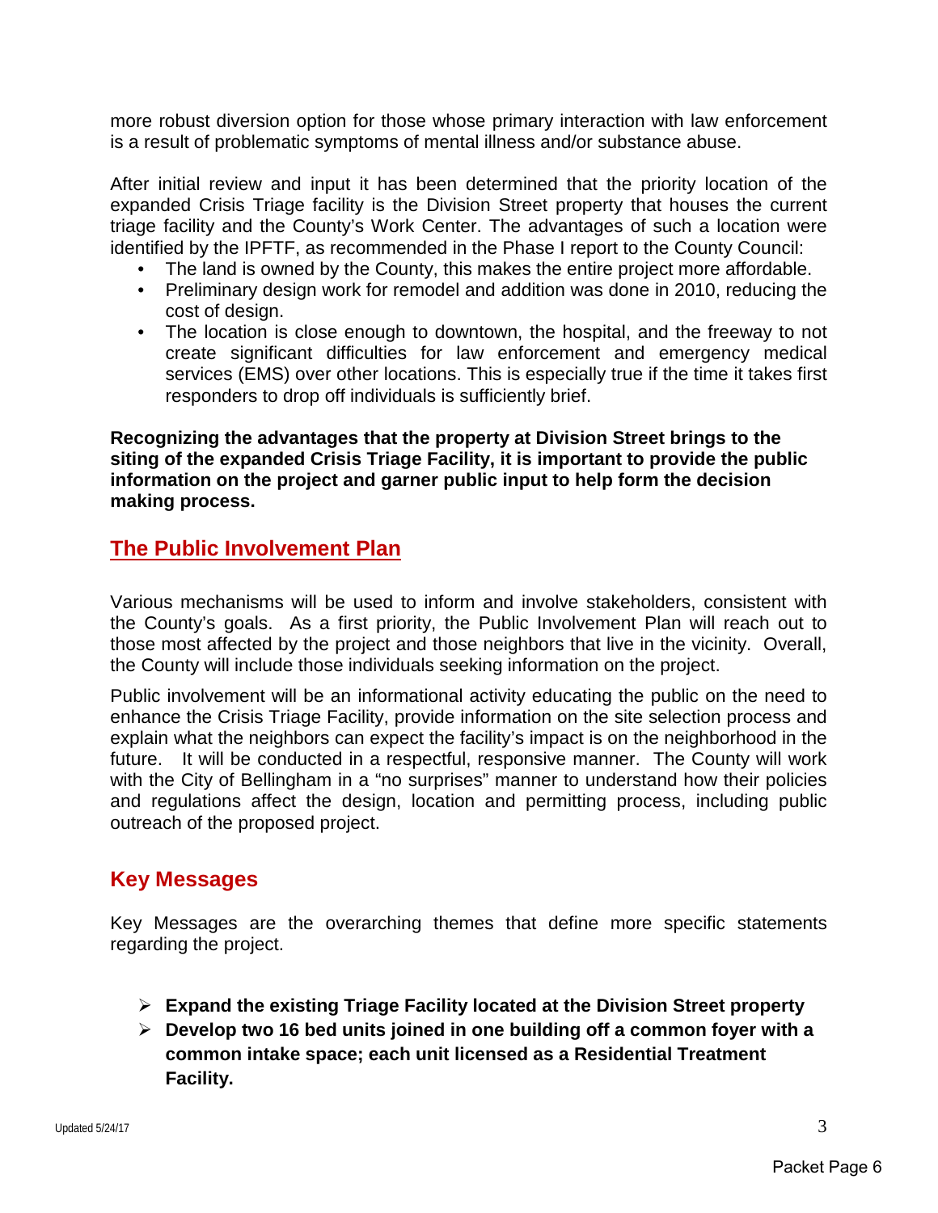more robust diversion option for those whose primary interaction with law enforcement is a result of problematic symptoms of mental illness and/or substance abuse.

After initial review and input it has been determined that the priority location of the expanded Crisis Triage facility is the Division Street property that houses the current triage facility and the County's Work Center. The advantages of such a location were identified by the IPFTF, as recommended in the Phase I report to the County Council:

- The land is owned by the County, this makes the entire project more affordable.
- Preliminary design work for remodel and addition was done in 2010, reducing the cost of design.
- The location is close enough to downtown, the hospital, and the freeway to not create significant difficulties for law enforcement and emergency medical services (EMS) over other locations. This is especially true if the time it takes first responders to drop off individuals is sufficiently brief.

**Recognizing the advantages that the property at Division Street brings to the siting of the expanded Crisis Triage Facility, it is important to provide the public information on the project and garner public input to help form the decision making process.**

## The Public Involvement Plan

Various mechanisms will be used to inform and involve stakeholders, consistent with the County's goals. As a first priority, the Public Involvement Plan will reach out to those most affected by the project and those neighbors that live in the vicinity. Overall, the County will include those individuals seeking information on the project.

Public involvement will be an informational activity educating the public on the need to enhance the Crisis Triage Facility, provide information on the site selection process and explain what the neighbors can expect the facility's impact is on the neighborhood in the future. It will be conducted in a respectful, responsive manner. The County will work with the City of Bellingham in a "no surprises" manner to understand how their policies and regulations affect the design, location and permitting process, including public outreach of the proposed project.

## Key Messages

Key Messages are the overarching themes that define more specific statements regarding the project.

- **Expand the existing Triage Facility located at the Division Street property**
- **Develop two 16 bed units joined in one building off a common foyer with a common intake space; each unit licensed as a Residential Treatment Facility.**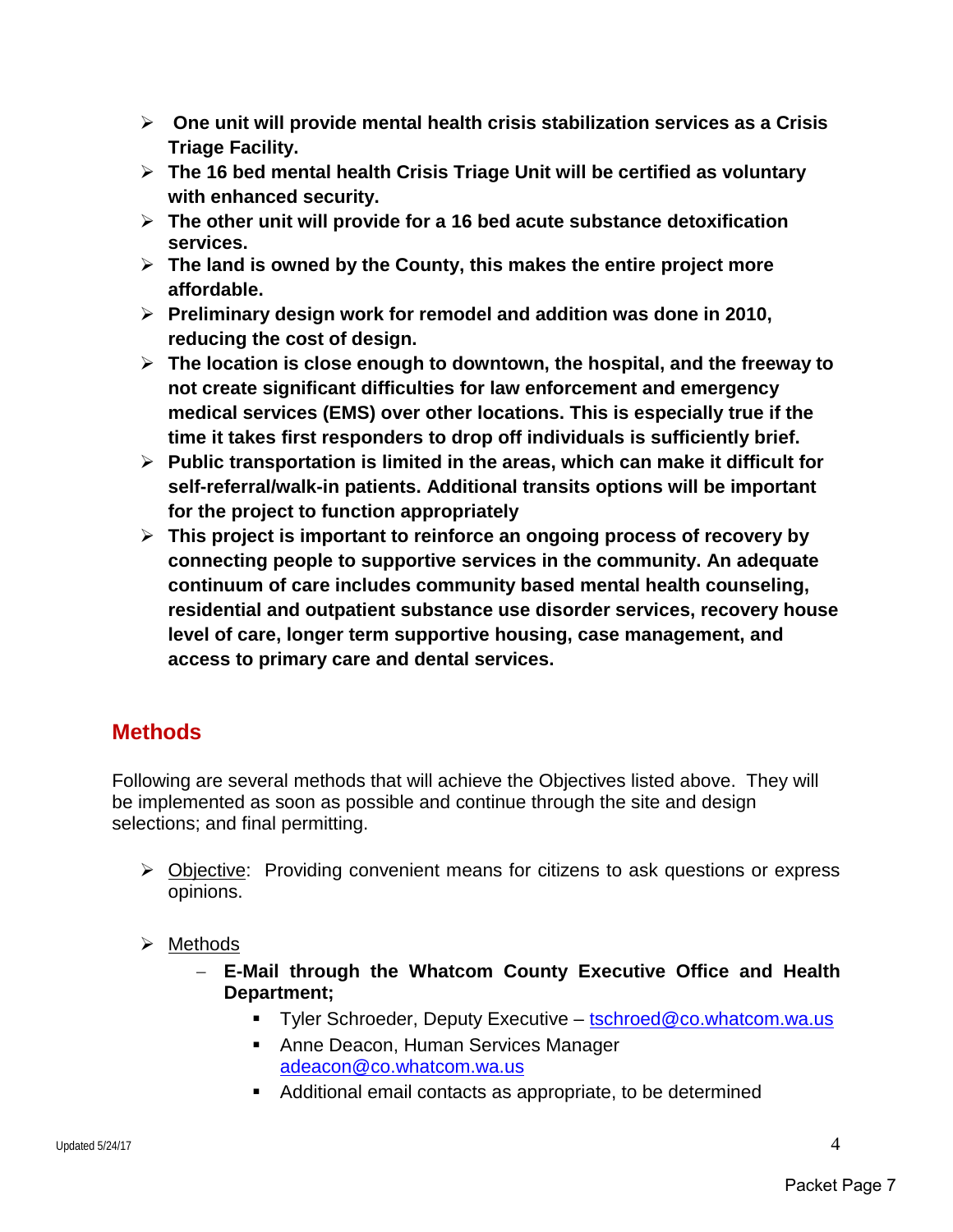- **One unit will provide mental health crisis stabilization services as a Crisis Triage Facility.**
- **The 16 bed mental health Crisis Triage Unit will be certified as voluntary with enhanced security.**
- **The other unit will provide for a 16 bed acute substance detoxification services.**
- **The land is owned by the County, this makes the entire project more affordable.**
- **Preliminary design work for remodel and addition was done in 2010, reducing the cost of design.**
- **The location is close enough to downtown, the hospital, and the freeway to not create significant difficulties for law enforcement and emergency medical services (EMS) over other locations. This is especially true if the time it takes first responders to drop off individuals is sufficiently brief.**
- **Public transportation is limited in the areas, which can make it difficult for self-referral/walk-in patients. Additional transits options will be important for the project to function appropriately**
- **This project is important to reinforce an ongoing process of recovery by connecting people to supportive services in the community. An adequate continuum of care includes community based mental health counseling, residential and outpatient substance use disorder services, recovery house level of care, longer term supportive housing, case management, and access to primary care and dental services.**

## Methods

Following are several methods that will achieve the Objectives listed above. They will be implemented as soon as possible and continue through the site and design selections; and final permitting.

- Objective: Providing convenient means for citizens to ask questions or express opinions.

- Methods
  - **E-Mail through the Whatcom County Executive Office and Health Department;**
    - Tyler Schroeder, Deputy Executive – tschroed@co.whatcom.wa.us
    - Anne Deacon, Human Services Manager adeacon@co.whatcom.wa.us
    - Additional email contacts as appropriate, to be determined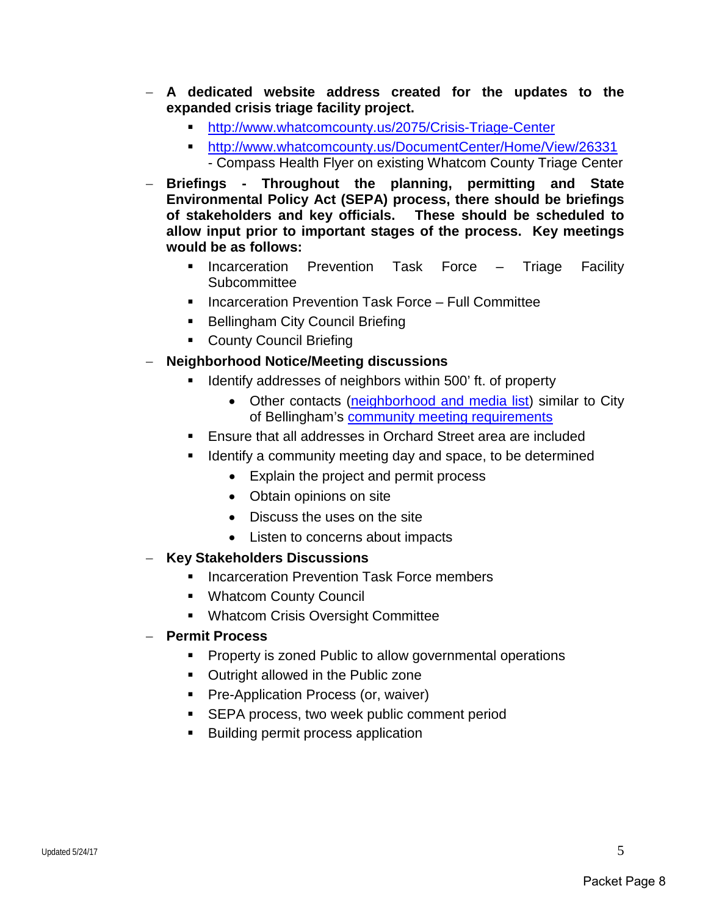- **A dedicated website address created for the updates to the expanded crisis triage facility project.**
  - http://www.whatcomcounty.us/2075/Crisis-Triage-Center
  - http://www.whatcomcounty.us/DocumentCenter/Home/View/26331 - Compass Health Flyer on existing Whatcom County Triage Center
- **Briefings - Throughout the planning, permitting and State Environmental Policy Act (SEPA) process, there should be briefings of stakeholders and key officials. These should be scheduled to allow input prior to important stages of the process. Key meetings would be as follows:**
  - Incarceration Prevention Task Force – Triage Facility Subcommittee
  - Incarceration Prevention Task Force – Full Committee
  - Bellingham City Council Briefing
  - County Council Briefing
- **Neighborhood Notice/Meeting discussions**
  - Identify addresses of neighbors within 500' ft. of property
    - Other contacts (neighborhood and media list) similar to City of Bellingham's community meeting requirements
  - Ensure that all addresses in Orchard Street area are included
  - Identify a community meeting day and space, to be determined
    - Explain the project and permit process
    - Obtain opinions on site
    - Discuss the uses on the site
    - Listen to concerns about impacts
- **Key Stakeholders Discussions**
  - Incarceration Prevention Task Force members
  - Whatcom County Council
  - Whatcom Crisis Oversight Committee
- **Permit Process**
  - Property is zoned Public to allow governmental operations
  - Outright allowed in the Public zone
  - Pre-Application Process (or, waiver)
  - SEPA process, two week public comment period
  - Building permit process application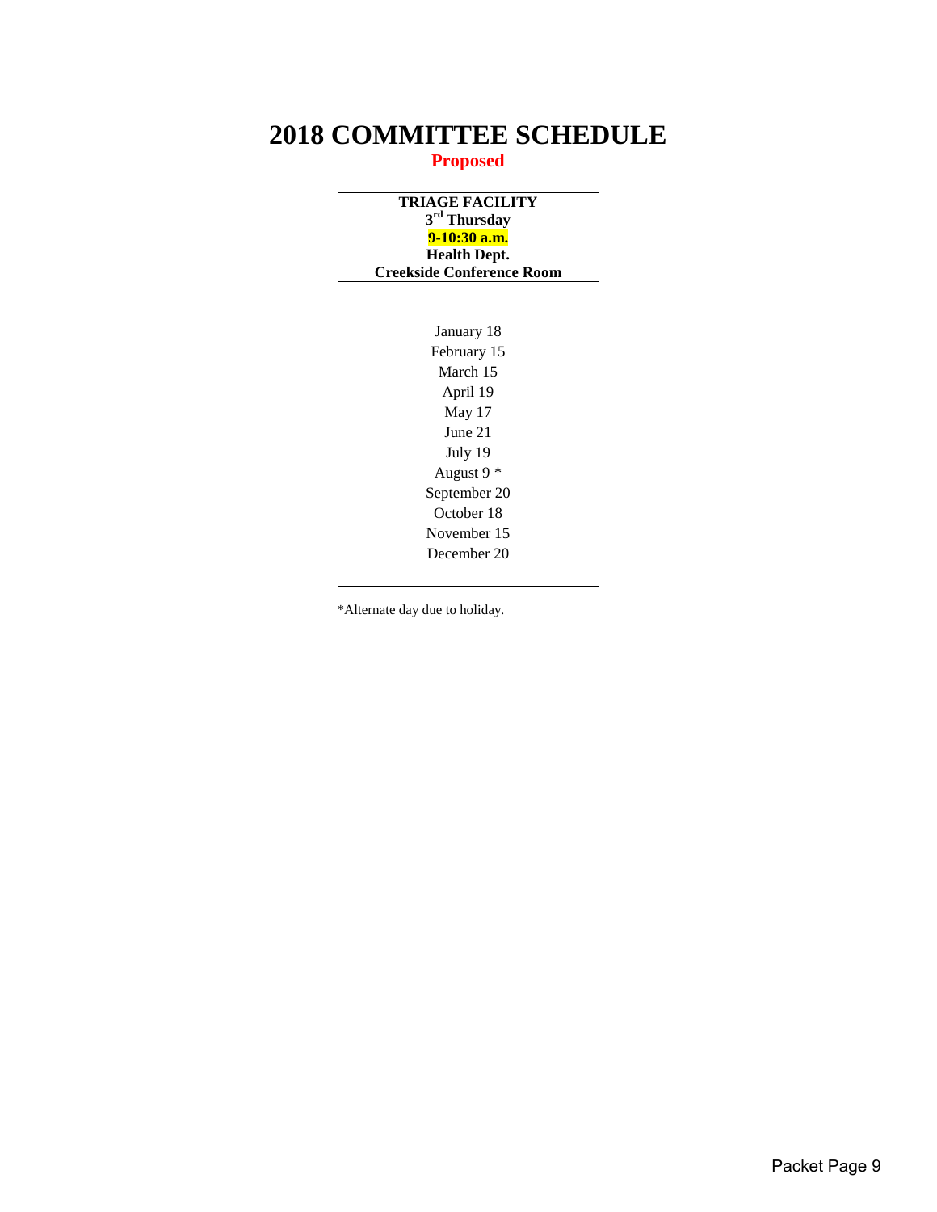# 2018 COMMITTEE SCHEDULE

**Proposed**

| **TRIAGE FACILITY**<br>**3rd Thursday**<br>**9-10:30 a.m.**<br>**Health Dept.**<br>**Creekside Conference Room** |
|---|
| January 18 |
| February 15 |
| March 15 |
| April 19 |
| May 17 |
| June 21 |
| July 19 |
| August 9 * |
| September 20 |
| October 18 |
| November 15 |
| December 20 |

*Alternate day due to holiday.